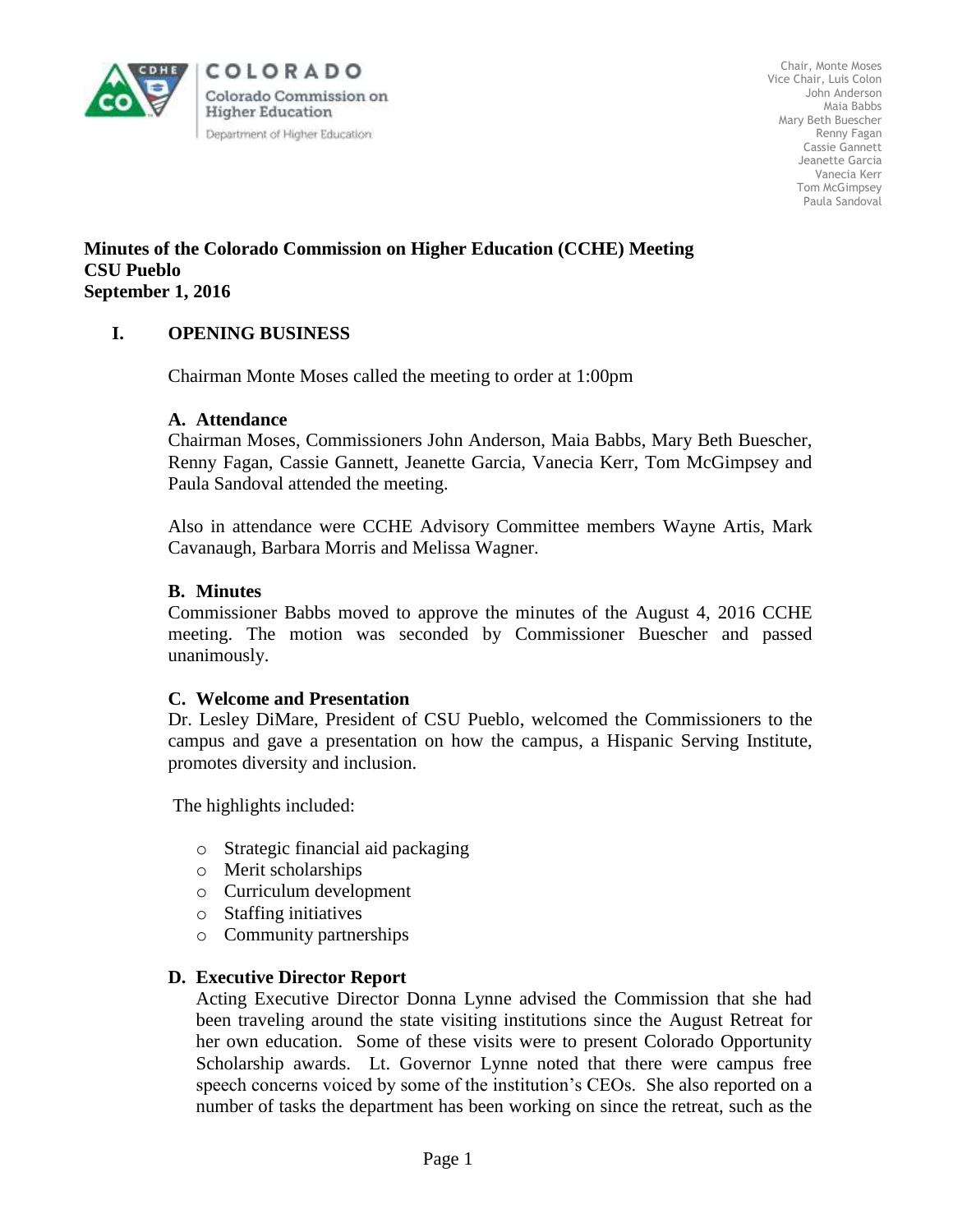COLORADO
Colorado Commission on Higher Education
Department of Higher Education

Chair, Monte Moses
Vice Chair, Luis Colon
John Anderson
Maia Babbs
Mary Beth Buescher
Renny Fagan
Cassie Gannett
Jeanette Garcia
Vanecia Kerr
Tom McGimpsey
Paula Sandoval

**Minutes of the Colorado Commission on Higher Education (CCHE) Meeting**
**CSU Pueblo**
**September 1, 2016**

## I. OPENING BUSINESS

Chairman Monte Moses called the meeting to order at 1:00pm

### A. Attendance

Chairman Moses, Commissioners John Anderson, Maia Babbs, Mary Beth Buescher, Renny Fagan, Cassie Gannett, Jeanette Garcia, Vanecia Kerr, Tom McGimpsey and Paula Sandoval attended the meeting.

Also in attendance were CCHE Advisory Committee members Wayne Artis, Mark Cavanaugh, Barbara Morris and Melissa Wagner.

### B. Minutes

Commissioner Babbs moved to approve the minutes of the August 4, 2016 CCHE meeting. The motion was seconded by Commissioner Buescher and passed unanimously.

### C. Welcome and Presentation

Dr. Lesley DiMare, President of CSU Pueblo, welcomed the Commissioners to the campus and gave a presentation on how the campus, a Hispanic Serving Institute, promotes diversity and inclusion.

The highlights included:

- Strategic financial aid packaging
- Merit scholarships
- Curriculum development
- Staffing initiatives
- Community partnerships

### D. Executive Director Report

Acting Executive Director Donna Lynne advised the Commission that she had been traveling around the state visiting institutions since the August Retreat for her own education. Some of these visits were to present Colorado Opportunity Scholarship awards. Lt. Governor Lynne noted that there were campus free speech concerns voiced by some of the institution's CEOs. She also reported on a number of tasks the department has been working on since the retreat, such as the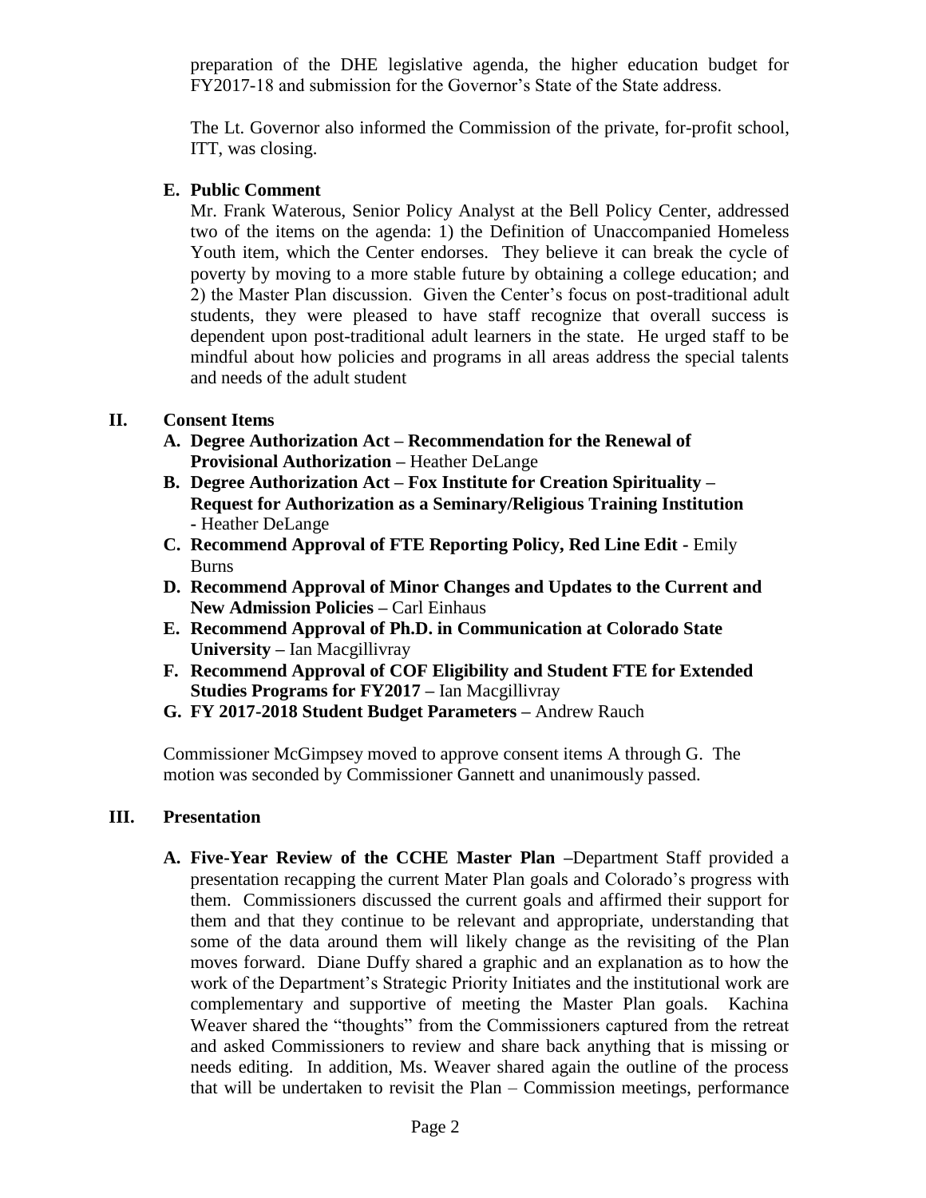preparation of the DHE legislative agenda, the higher education budget for FY2017-18 and submission for the Governor's State of the State address.

The Lt. Governor also informed the Commission of the private, for-profit school, ITT, was closing.

**E. Public Comment**

Mr. Frank Waterous, Senior Policy Analyst at the Bell Policy Center, addressed two of the items on the agenda: 1) the Definition of Unaccompanied Homeless Youth item, which the Center endorses. They believe it can break the cycle of poverty by moving to a more stable future by obtaining a college education; and 2) the Master Plan discussion. Given the Center's focus on post-traditional adult students, they were pleased to have staff recognize that overall success is dependent upon post-traditional adult learners in the state. He urged staff to be mindful about how policies and programs in all areas address the special talents and needs of the adult student

## II. Consent Items

- **A. Degree Authorization Act – Recommendation for the Renewal of Provisional Authorization –** Heather DeLange
- **B. Degree Authorization Act – Fox Institute for Creation Spirituality – Request for Authorization as a Seminary/Religious Training Institution -** Heather DeLange
- **C. Recommend Approval of FTE Reporting Policy, Red Line Edit -** Emily Burns
- **D. Recommend Approval of Minor Changes and Updates to the Current and New Admission Policies –** Carl Einhaus
- **E. Recommend Approval of Ph.D. in Communication at Colorado State University –** Ian Macgillivray
- **F. Recommend Approval of COF Eligibility and Student FTE for Extended Studies Programs for FY2017 –** Ian Macgillivray
- **G. FY 2017-2018 Student Budget Parameters –** Andrew Rauch

Commissioner McGimpsey moved to approve consent items A through G. The motion was seconded by Commissioner Gannett and unanimously passed.

## III. Presentation

**A. Five-Year Review of the CCHE Master Plan –**Department Staff provided a presentation recapping the current Mater Plan goals and Colorado's progress with them. Commissioners discussed the current goals and affirmed their support for them and that they continue to be relevant and appropriate, understanding that some of the data around them will likely change as the revisiting of the Plan moves forward. Diane Duffy shared a graphic and an explanation as to how the work of the Department's Strategic Priority Initiates and the institutional work are complementary and supportive of meeting the Master Plan goals. Kachina Weaver shared the "thoughts" from the Commissioners captured from the retreat and asked Commissioners to review and share back anything that is missing or needs editing. In addition, Ms. Weaver shared again the outline of the process that will be undertaken to revisit the Plan – Commission meetings, performance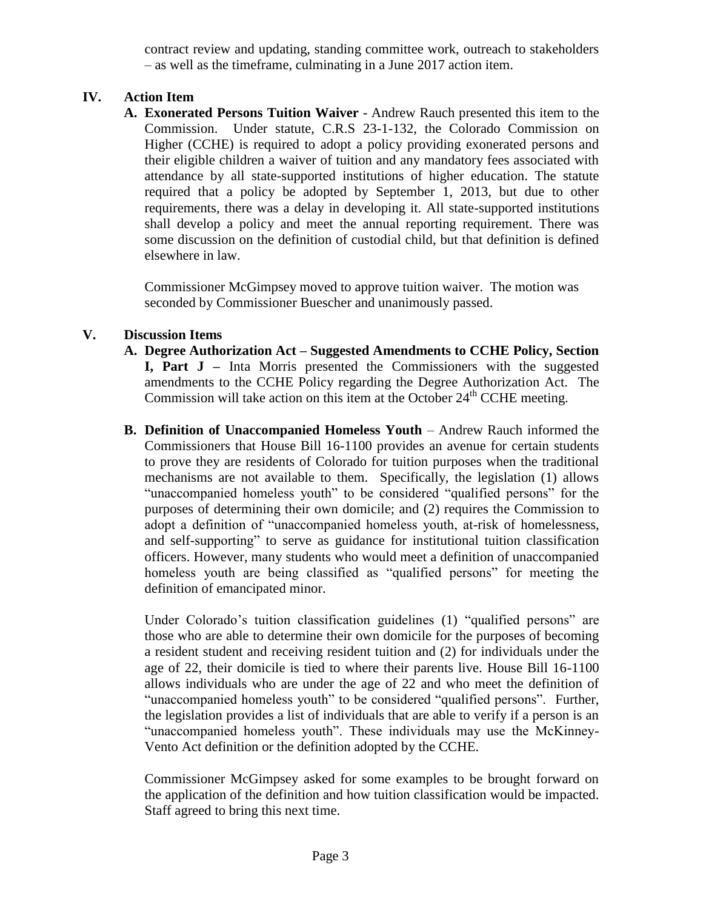contract review and updating, standing committee work, outreach to stakeholders – as well as the timeframe, culminating in a June 2017 action item.

## IV. Action Item

**A. Exonerated Persons Tuition Waiver** - Andrew Rauch presented this item to the Commission. Under statute, C.R.S 23-1-132, the Colorado Commission on Higher (CCHE) is required to adopt a policy providing exonerated persons and their eligible children a waiver of tuition and any mandatory fees associated with attendance by all state-supported institutions of higher education. The statute required that a policy be adopted by September 1, 2013, but due to other requirements, there was a delay in developing it. All state-supported institutions shall develop a policy and meet the annual reporting requirement. There was some discussion on the definition of custodial child, but that definition is defined elsewhere in law.

Commissioner McGimpsey moved to approve tuition waiver. The motion was seconded by Commissioner Buescher and unanimously passed.

## V. Discussion Items

**A. Degree Authorization Act – Suggested Amendments to CCHE Policy, Section I, Part J –** Inta Morris presented the Commissioners with the suggested amendments to the CCHE Policy regarding the Degree Authorization Act. The Commission will take action on this item at the October 24th CCHE meeting.

**B. Definition of Unaccompanied Homeless Youth** – Andrew Rauch informed the Commissioners that House Bill 16-1100 provides an avenue for certain students to prove they are residents of Colorado for tuition purposes when the traditional mechanisms are not available to them. Specifically, the legislation (1) allows "unaccompanied homeless youth" to be considered "qualified persons" for the purposes of determining their own domicile; and (2) requires the Commission to adopt a definition of "unaccompanied homeless youth, at-risk of homelessness, and self-supporting" to serve as guidance for institutional tuition classification officers. However, many students who would meet a definition of unaccompanied homeless youth are being classified as "qualified persons" for meeting the definition of emancipated minor.

Under Colorado's tuition classification guidelines (1) "qualified persons" are those who are able to determine their own domicile for the purposes of becoming a resident student and receiving resident tuition and (2) for individuals under the age of 22, their domicile is tied to where their parents live. House Bill 16-1100 allows individuals who are under the age of 22 and who meet the definition of "unaccompanied homeless youth" to be considered "qualified persons". Further, the legislation provides a list of individuals that are able to verify if a person is an "unaccompanied homeless youth". These individuals may use the McKinney-Vento Act definition or the definition adopted by the CCHE.

Commissioner McGimpsey asked for some examples to be brought forward on the application of the definition and how tuition classification would be impacted. Staff agreed to bring this next time.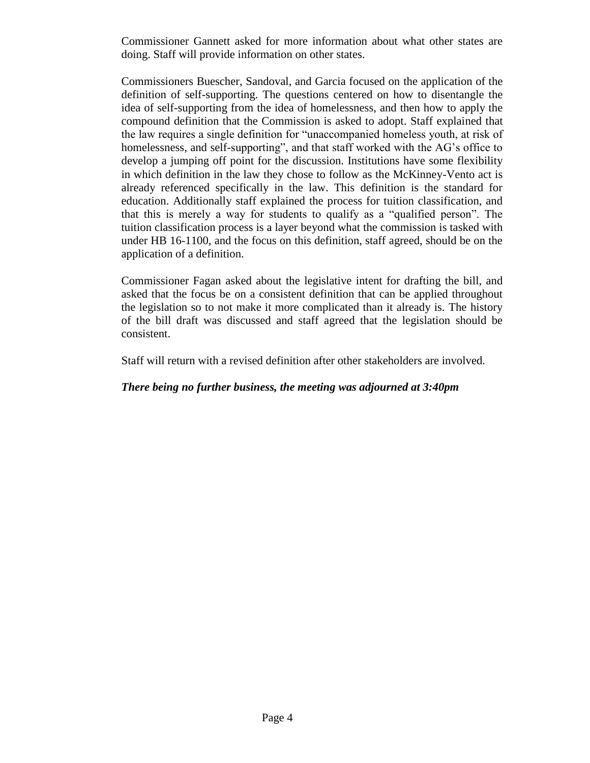Commissioner Gannett asked for more information about what other states are doing. Staff will provide information on other states.

Commissioners Buescher, Sandoval, and Garcia focused on the application of the definition of self-supporting. The questions centered on how to disentangle the idea of self-supporting from the idea of homelessness, and then how to apply the compound definition that the Commission is asked to adopt. Staff explained that the law requires a single definition for "unaccompanied homeless youth, at risk of homelessness, and self-supporting", and that staff worked with the AG's office to develop a jumping off point for the discussion. Institutions have some flexibility in which definition in the law they chose to follow as the McKinney-Vento act is already referenced specifically in the law. This definition is the standard for education. Additionally staff explained the process for tuition classification, and that this is merely a way for students to qualify as a "qualified person". The tuition classification process is a layer beyond what the commission is tasked with under HB 16-1100, and the focus on this definition, staff agreed, should be on the application of a definition.

Commissioner Fagan asked about the legislative intent for drafting the bill, and asked that the focus be on a consistent definition that can be applied throughout the legislation so to not make it more complicated than it already is. The history of the bill draft was discussed and staff agreed that the legislation should be consistent.

Staff will return with a revised definition after other stakeholders are involved.

***There being no further business, the meeting was adjourned at 3:40pm***